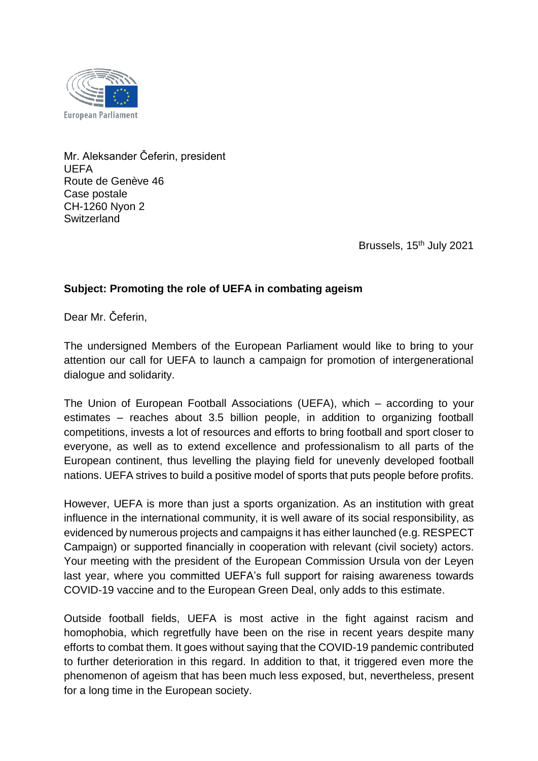European Parliament

Mr. Aleksander Čeferin, president
UEFA
Route de Genève 46
Case postale
CH-1260 Nyon 2
Switzerland

Brussels, 15th July 2021

**Subject: Promoting the role of UEFA in combating ageism**

Dear Mr. Čeferin,

The undersigned Members of the European Parliament would like to bring to your attention our call for UEFA to launch a campaign for promotion of intergenerational dialogue and solidarity.

The Union of European Football Associations (UEFA), which – according to your estimates – reaches about 3.5 billion people, in addition to organizing football competitions, invests a lot of resources and efforts to bring football and sport closer to everyone, as well as to extend excellence and professionalism to all parts of the European continent, thus levelling the playing field for unevenly developed football nations. UEFA strives to build a positive model of sports that puts people before profits.

However, UEFA is more than just a sports organization. As an institution with great influence in the international community, it is well aware of its social responsibility, as evidenced by numerous projects and campaigns it has either launched (e.g. RESPECT Campaign) or supported financially in cooperation with relevant (civil society) actors. Your meeting with the president of the European Commission Ursula von der Leyen last year, where you committed UEFA's full support for raising awareness towards COVID-19 vaccine and to the European Green Deal, only adds to this estimate.

Outside football fields, UEFA is most active in the fight against racism and homophobia, which regretfully have been on the rise in recent years despite many efforts to combat them. It goes without saying that the COVID-19 pandemic contributed to further deterioration in this regard. In addition to that, it triggered even more the phenomenon of ageism that has been much less exposed, but, nevertheless, present for a long time in the European society.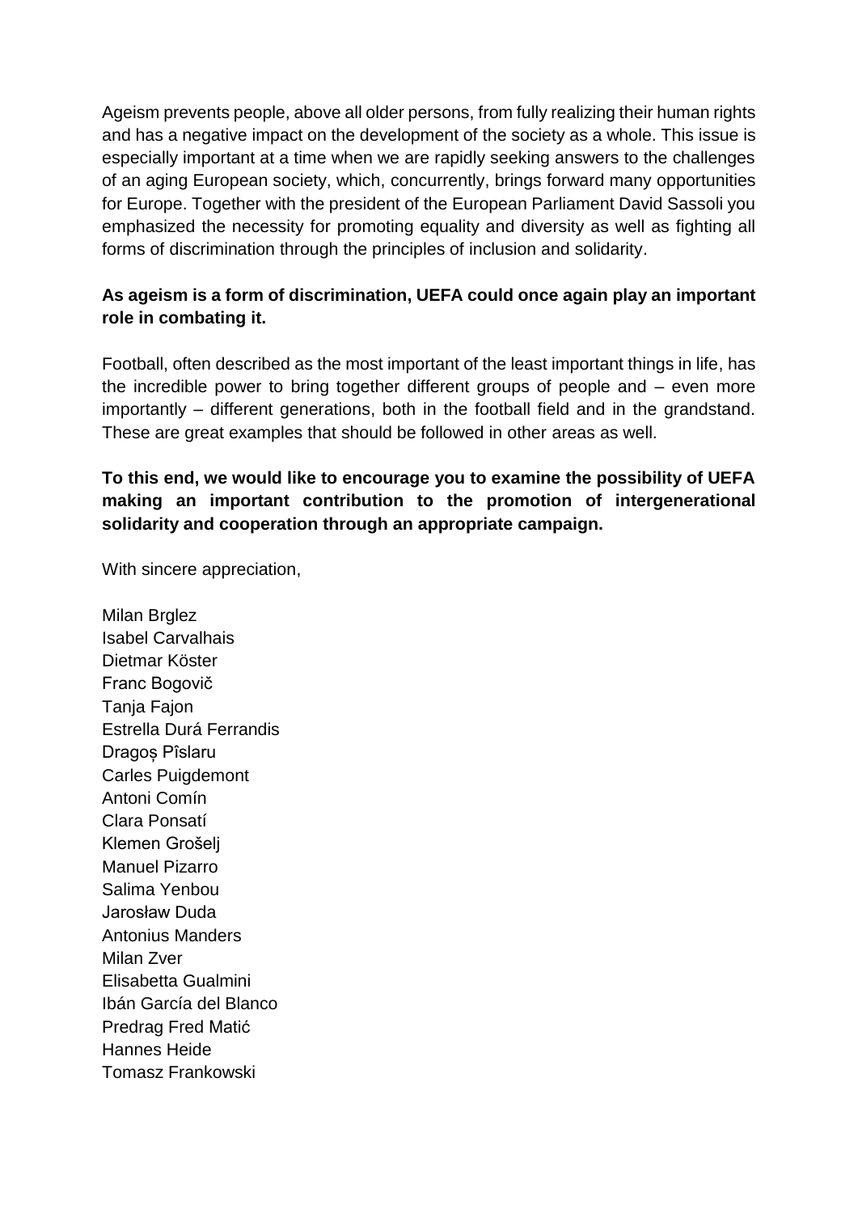Ageism prevents people, above all older persons, from fully realizing their human rights and has a negative impact on the development of the society as a whole. This issue is especially important at a time when we are rapidly seeking answers to the challenges of an aging European society, which, concurrently, brings forward many opportunities for Europe. Together with the president of the European Parliament David Sassoli you emphasized the necessity for promoting equality and diversity as well as fighting all forms of discrimination through the principles of inclusion and solidarity.

**As ageism is a form of discrimination, UEFA could once again play an important role in combating it.**

Football, often described as the most important of the least important things in life, has the incredible power to bring together different groups of people and – even more importantly – different generations, both in the football field and in the grandstand. These are great examples that should be followed in other areas as well.

**To this end, we would like to encourage you to examine the possibility of UEFA making an important contribution to the promotion of intergenerational solidarity and cooperation through an appropriate campaign.**

With sincere appreciation,

Milan Brglez
Isabel Carvalhais
Dietmar Köster
Franc Bogovič
Tanja Fajon
Estrella Durá Ferrandis
Dragoș Pîslaru
Carles Puigdemont
Antoni Comín
Clara Ponsatí
Klemen Grošelj
Manuel Pizarro
Salima Yenbou
Jarosław Duda
Antonius Manders
Milan Zver
Elisabetta Gualmini
Ibán García del Blanco
Predrag Fred Matić
Hannes Heide
Tomasz Frankowski